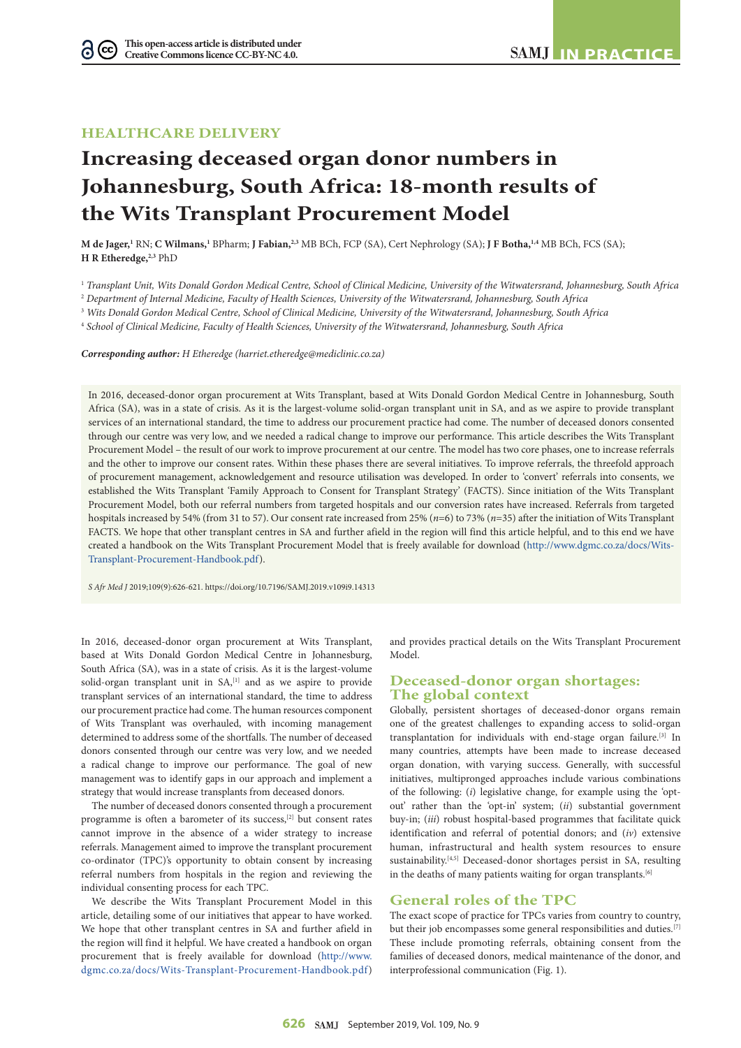HEALTHCARE DELIVERY

# Increasing deceased organ donor numbers in Johannesburg, South Africa: 18-month results of the Wits Transplant Procurement Model

**M de Jager,**[1] RN; **C Wilmans,**[1] BPharm; **J Fabian,**[2,3] MB BCh, FCP (SA), Cert Nephrology (SA); **J F Botha,**[1,4] MB BCh, FCS (SA); **H R Etheredge,**[2,3] PhD

[1] *Transplant Unit, Wits Donald Gordon Medical Centre, School of Clinical Medicine, University of the Witwatersrand, Johannesburg, South Africa*
[2] *Department of Internal Medicine, Faculty of Health Sciences, University of the Witwatersrand, Johannesburg, South Africa*
[3] *Wits Donald Gordon Medical Centre, School of Clinical Medicine, University of the Witwatersrand, Johannesburg, South Africa*
[4] *School of Clinical Medicine, Faculty of Health Sciences, University of the Witwatersrand, Johannesburg, South Africa*

***Corresponding author:*** *H Etheredge (harriet.etheredge@mediclinic.co.za)*

In 2016, deceased-donor organ procurement at Wits Transplant, based at Wits Donald Gordon Medical Centre in Johannesburg, South Africa (SA), was in a state of crisis. As it is the largest-volume solid-organ transplant unit in SA, and as we aspire to provide transplant services of an international standard, the time to address our procurement practice had come. The number of deceased donors consented through our centre was very low, and we needed a radical change to improve our performance. This article describes the Wits Transplant Procurement Model – the result of our work to improve procurement at our centre. The model has two core phases, one to increase referrals and the other to improve our consent rates. Within these phases there are several initiatives. To improve referrals, the threefold approach of procurement management, acknowledgement and resource utilisation was developed. In order to 'convert' referrals into consents, we established the Wits Transplant 'Family Approach to Consent for Transplant Strategy' (FACTS). Since initiation of the Wits Transplant Procurement Model, both our referral numbers from targeted hospitals and our conversion rates have increased. Referrals from targeted hospitals increased by 54% (from 31 to 57). Our consent rate increased from 25% (*n*=6) to 73% (*n*=35) after the initiation of Wits Transplant FACTS. We hope that other transplant centres in SA and further afield in the region will find this article helpful, and to this end we have created a handbook on the Wits Transplant Procurement Model that is freely available for download (http://www.dgmc.co.za/docs/Wits-Transplant-Procurement-Handbook.pdf).

*S Afr Med J* 2019;109(9):626-621. https://doi.org/10.7196/SAMJ.2019.v109i9.14313

In 2016, deceased-donor organ procurement at Wits Transplant, based at Wits Donald Gordon Medical Centre in Johannesburg, South Africa (SA), was in a state of crisis. As it is the largest-volume solid-organ transplant unit in SA,[1] and as we aspire to provide transplant services of an international standard, the time to address our procurement practice had come. The human resources component of Wits Transplant was overhauled, with incoming management determined to address some of the shortfalls. The number of deceased donors consented through our centre was very low, and we needed a radical change to improve our performance. The goal of new management was to identify gaps in our approach and implement a strategy that would increase transplants from deceased donors.

The number of deceased donors consented through a procurement programme is often a barometer of its success,[2] but consent rates cannot improve in the absence of a wider strategy to increase referrals. Management aimed to improve the transplant procurement co-ordinator (TPC)'s opportunity to obtain consent by increasing referral numbers from hospitals in the region and reviewing the individual consenting process for each TPC.

We describe the Wits Transplant Procurement Model in this article, detailing some of our initiatives that appear to have worked. We hope that other transplant centres in SA and further afield in the region will find it helpful. We have created a handbook on organ procurement that is freely available for download (http://www.dgmc.co.za/docs/Wits-Transplant-Procurement-Handbook.pdf) and provides practical details on the Wits Transplant Procurement Model.

## Deceased-donor organ shortages: The global context

Globally, persistent shortages of deceased-donor organs remain one of the greatest challenges to expanding access to solid-organ transplantation for individuals with end-stage organ failure.[3] In many countries, attempts have been made to increase deceased organ donation, with varying success. Generally, with successful initiatives, multipronged approaches include various combinations of the following: (*i*) legislative change, for example using the 'opt-out' rather than the 'opt-in' system; (*ii*) substantial government buy-in; (*iii*) robust hospital-based programmes that facilitate quick identification and referral of potential donors; and (*iv*) extensive human, infrastructural and health system resources to ensure sustainability.[4,5] Deceased-donor shortages persist in SA, resulting in the deaths of many patients waiting for organ transplants.[6]

## General roles of the TPC

The exact scope of practice for TPCs varies from country to country, but their job encompasses some general responsibilities and duties.[7] These include promoting referrals, obtaining consent from the families of deceased donors, medical maintenance of the donor, and interprofessional communication (Fig. 1).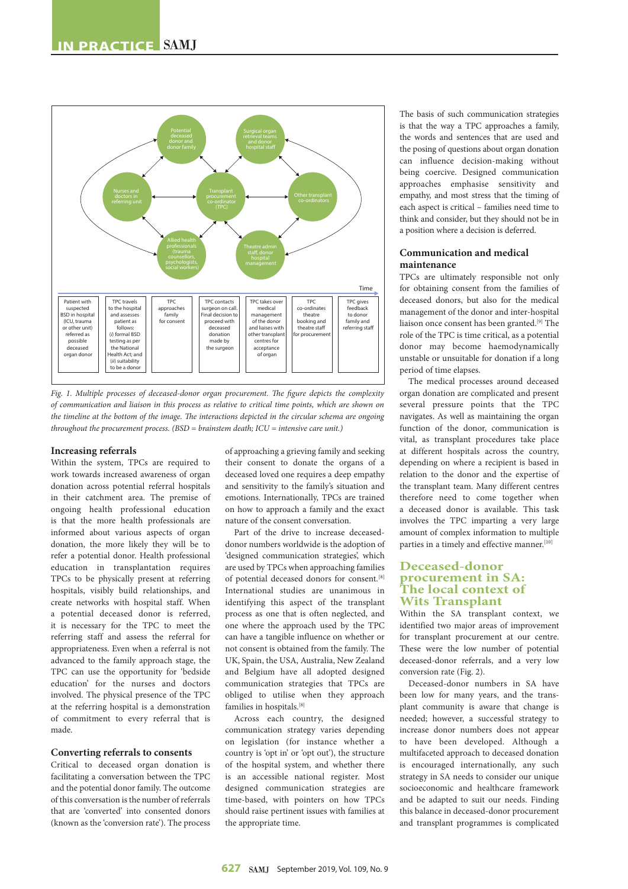Potential deceased donor and donor family

Surgical organ retrieval teams and donor hospital staff

Nurses and doctors in referring unit

Transplant procurement co-ordinator (TPC)

Other transplant co-ordinators

Allied health professionals (trauma counsellors, psychologists, social workers)

Theatre admin staff, donor hospital management

Time

Patient with suspected BSD in hospital (ICU, trauma or other unit) referred as possible deceased organ donor

TPC travels to the hospital and assesses patient as follows: (*i*) formal BSD testing as per the National Health Act; and (*ii*) suitability to be a donor

TPC approaches family for consent

TPC contacts surgeon on call. Final decision to proceed with deceased donation made by the surgeon

TPC takes over medical management of the donor and liaises with other transplant centres for acceptance of organ

TPC co-ordinates theatre booking and theatre staff for procurement

TPC gives feedback to donor family and referring staff

*Fig. 1. Multiple processes of deceased-donor organ procurement. The figure depicts the complexity of communication and liaison in this process as relative to critical time points, which are shown on the timeline at the bottom of the image. The interactions depicted in the circular schema are ongoing throughout the procurement process. (BSD = brainstem death; ICU = intensive care unit.)*

### Increasing referrals

Within the system, TPCs are required to work towards increased awareness of organ donation across potential referral hospitals in their catchment area. The premise of ongoing health professional education is that the more health professionals are informed about various aspects of organ donation, the more likely they will be to refer a potential donor. Health professional education in transplantation requires TPCs to be physically present at referring hospitals, visibly build relationships, and create networks with hospital staff. When a potential deceased donor is referred, it is necessary for the TPC to meet the referring staff and assess the referral for appropriateness. Even when a referral is not advanced to the family approach stage, the TPC can use the opportunity for 'bedside education' for the nurses and doctors involved. The physical presence of the TPC at the referring hospital is a demonstration of commitment to every referral that is made.

### Converting referrals to consents

Critical to deceased organ donation is facilitating a conversation between the TPC and the potential donor family. The outcome of this conversation is the number of referrals that are 'converted' into consented donors (known as the 'conversion rate'). The process of approaching a grieving family and seeking their consent to donate the organs of a deceased loved one requires a deep empathy and sensitivity to the family's situation and emotions. Internationally, TPCs are trained on how to approach a family and the exact nature of the consent conversation.

Part of the drive to increase deceased-donor numbers worldwide is the adoption of 'designed communication strategies', which are used by TPCs when approaching families of potential deceased donors for consent.[8] International studies are unanimous in identifying this aspect of the transplant process as one that is often neglected, and one where the approach used by the TPC can have a tangible influence on whether or not consent is obtained from the family. The UK, Spain, the USA, Australia, New Zealand and Belgium have all adopted designed communication strategies that TPCs are obliged to utilise when they approach families in hospitals.[8]

Across each country, the designed communication strategy varies depending on legislation (for instance whether a country is 'opt in' or 'opt out'), the structure of the hospital system, and whether there is an accessible national register. Most designed communication strategies are time-based, with pointers on how TPCs should raise pertinent issues with families at the appropriate time.

The basis of such communication strategies is that the way a TPC approaches a family, the words and sentences that are used and the posing of questions about organ donation can influence decision-making without being coercive. Designed communication approaches emphasise sensitivity and empathy, and most stress that the timing of each aspect is critical – families need time to think and consider, but they should not be in a position where a decision is deferred.

### Communication and medical maintenance

TPCs are ultimately responsible not only for obtaining consent from the families of deceased donors, but also for the medical management of the donor and inter-hospital liaison once consent has been granted.[9] The role of the TPC is time critical, as a potential donor may become haemodynamically unstable or unsuitable for donation if a long period of time elapses.

The medical processes around deceased organ donation are complicated and present several pressure points that the TPC navigates. As well as maintaining the organ function of the donor, communication is vital, as transplant procedures take place at different hospitals across the country, depending on where a recipient is based in relation to the donor and the expertise of the transplant team. Many different centres therefore need to come together when a deceased donor is available. This task involves the TPC imparting a very large amount of complex information to multiple parties in a timely and effective manner.[10]

## Deceased-donor procurement in SA: The local context of Wits Transplant

Within the SA transplant context, we identified two major areas of improvement for transplant procurement at our centre. These were the low number of potential deceased-donor referrals, and a very low conversion rate (Fig. 2).

Deceased-donor numbers in SA have been low for many years, and the transplant community is aware that change is needed; however, a successful strategy to increase donor numbers does not appear to have been developed. Although a multifaceted approach to deceased donation is encouraged internationally, any such strategy in SA needs to consider our unique socioeconomic and healthcare framework and be adapted to suit our needs. Finding this balance in deceased-donor procurement and transplant programmes is complicated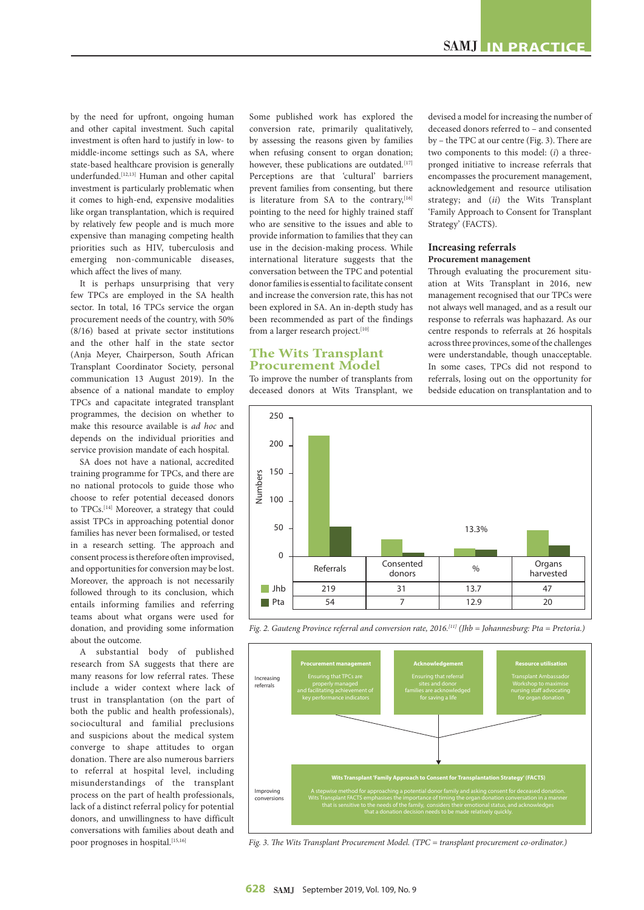by the need for upfront, ongoing human and other capital investment. Such capital investment is often hard to justify in low- to middle-income settings such as SA, where state-based healthcare provision is generally underfunded.[12,13] Human and other capital investment is particularly problematic when it comes to high-end, expensive modalities like organ transplantation, which is required by relatively few people and is much more expensive than managing competing health priorities such as HIV, tuberculosis and emerging non-communicable diseases, which affect the lives of many.

It is perhaps unsurprising that very few TPCs are employed in the SA health sector. In total, 16 TPCs service the organ procurement needs of the country, with 50% (8/16) based at private sector institutions and the other half in the state sector (Anja Meyer, Chairperson, South African Transplant Coordinator Society, personal communication 13 August 2019). In the absence of a national mandate to employ TPCs and capacitate integrated transplant programmes, the decision on whether to make this resource available is *ad hoc* and depends on the individual priorities and service provision mandate of each hospital.

SA does not have a national, accredited training programme for TPCs, and there are no national protocols to guide those who choose to refer potential deceased donors to TPCs.[14] Moreover, a strategy that could assist TPCs in approaching potential donor families has never been formalised, or tested in a research setting. The approach and consent process is therefore often improvised, and opportunities for conversion may be lost. Moreover, the approach is not necessarily followed through to its conclusion, which entails informing families and referring teams about what organs were used for donation, and providing some information about the outcome.

A substantial body of published research from SA suggests that there are many reasons for low referral rates. These include a wider context where lack of trust in transplantation (on the part of both the public and health professionals), sociocultural and familial preclusions and suspicions about the medical system converge to shape attitudes to organ donation. There are also numerous barriers to referral at hospital level, including misunderstandings of the transplant process on the part of health professionals, lack of a distinct referral policy for potential donors, and unwillingness to have difficult conversations with families about death and poor prognoses in hospital.[15,16]

Some published work has explored the conversion rate, primarily qualitatively, by assessing the reasons given by families when refusing consent to organ donation; however, these publications are outdated.[17] Perceptions are that 'cultural' barriers prevent families from consenting, but there is literature from SA to the contrary,[16] pointing to the need for highly trained staff who are sensitive to the issues and able to provide information to families that they can use in the decision-making process. While international literature suggests that the conversation between the TPC and potential donor families is essential to facilitate consent and increase the conversion rate, this has not been explored in SA. An in-depth study has been recommended as part of the findings from a larger research project.[10]

## The Wits Transplant Procurement Model

To improve the number of transplants from deceased donors at Wits Transplant, we devised a model for increasing the number of deceased donors referred to – and consented by – the TPC at our centre (Fig. 3). There are two components to this model: (*i*) a three-pronged initiative to increase referrals that encompasses the procurement management, acknowledgement and resource utilisation strategy; and (*ii*) the Wits Transplant 'Family Approach to Consent for Transplant Strategy' (FACTS).

### Increasing referrals

#### Procurement management

Through evaluating the procurement situation at Wits Transplant in 2016, new management recognised that our TPCs were not always well managed, and as a result our response to referrals was haphazard. As our centre responds to referrals at 26 hospitals across three provinces, some of the challenges were understandable, though unacceptable. In some cases, TPCs did not respond to referrals, losing out on the opportunity for bedside education on transplantation and to

Numbers
250
200
150
100
50
0
13.3%

| | Referrals | Consented donors | % | Organs harvested |
|---|---|---|---|---|
| Jhb | 219 | 31 | 13.7 | 47 |
| Pta | 54 | 7 | 12.9 | 20 |

*Fig. 2. Gauteng Province referral and conversion rate, 2016.[11] (Jhb = Johannesburg: Pta = Pretoria.)*

Increasing referrals

**Procurement management**
Ensuring that TPCs are properly managed and facilitating achievement of key performance indicators

**Acknowledgement**
Ensuring that referral sites and donor families are acknowledged for saving a life

**Resource utilisation**
Transplant Ambassador Workshop to maximise nursing staff advocating for organ donation

Improving conversions

**Wits Transplant 'Family Approach to Consent for Transplantation Strategy' (FACTS)**
A stepwise method for approaching a potential donor family and asking consent for deceased donation. Wits Transplant FACTS emphasises the importance of timing the organ donation conversation in a manner that is sensitive to the needs of the family, considers their emotional status, and acknowledges that a donation decision needs to be made relatively quickly.

*Fig. 3. The Wits Transplant Procurement Model. (TPC = transplant procurement co-ordinator.)*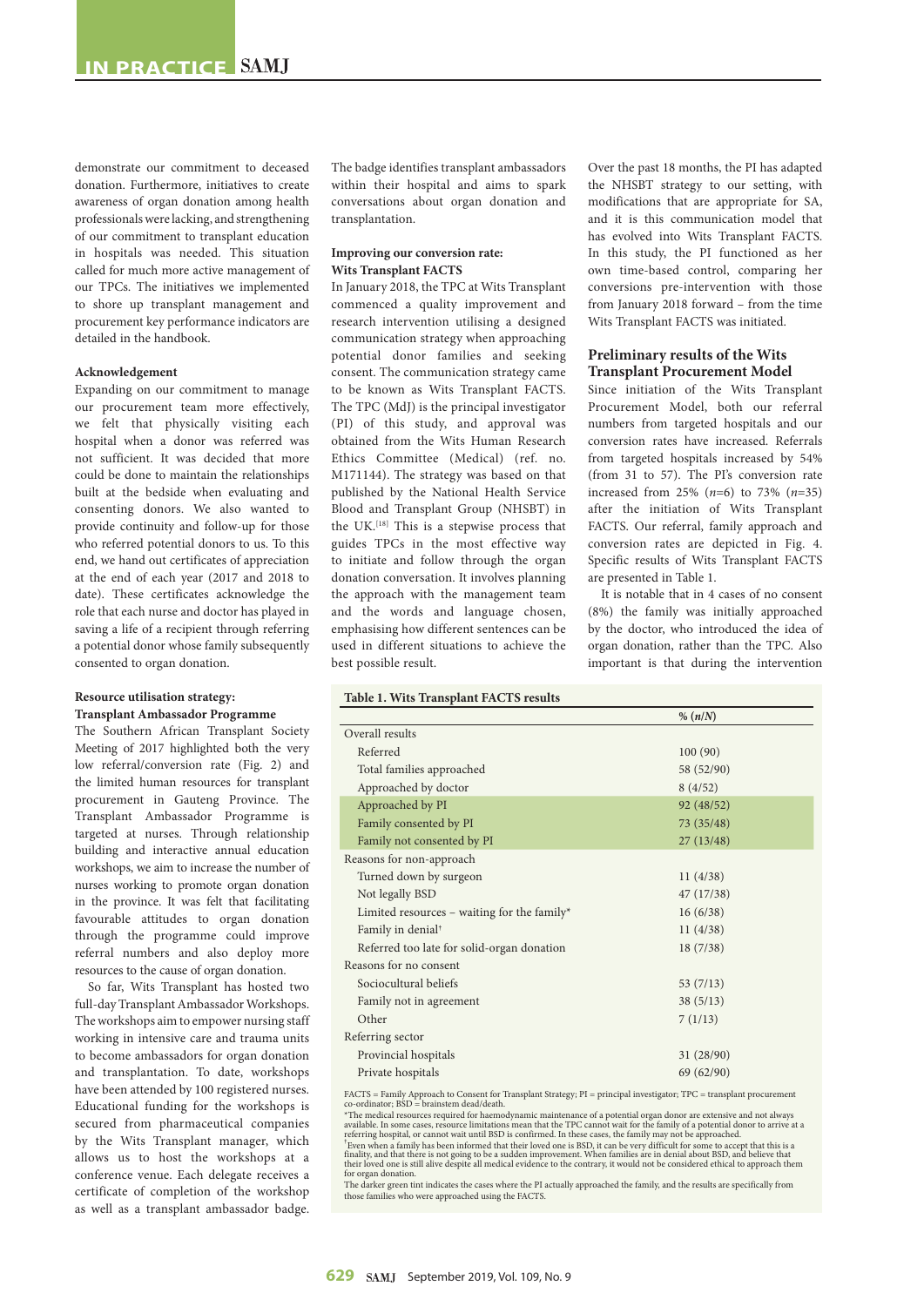demonstrate our commitment to deceased donation. Furthermore, initiatives to create awareness of organ donation among health professionals were lacking, and strengthening of our commitment to transplant education in hospitals was needed. This situation called for much more active management of our TPCs. The initiatives we implemented to shore up transplant management and procurement key performance indicators are detailed in the handbook.

#### Acknowledgement

Expanding on our commitment to manage our procurement team more effectively, we felt that physically visiting each hospital when a donor was referred was not sufficient. It was decided that more could be done to maintain the relationships built at the bedside when evaluating and consenting donors. We also wanted to provide continuity and follow-up for those who referred potential donors to us. To this end, we hand out certificates of appreciation at the end of each year (2017 and 2018 to date). These certificates acknowledge the role that each nurse and doctor has played in saving a life of a recipient through referring a potential donor whose family subsequently consented to organ donation.

#### Resource utilisation strategy: Transplant Ambassador Programme

The Southern African Transplant Society Meeting of 2017 highlighted both the very low referral/conversion rate (Fig. 2) and the limited human resources for transplant procurement in Gauteng Province. The Transplant Ambassador Programme is targeted at nurses. Through relationship building and interactive annual education workshops, we aim to increase the number of nurses working to promote organ donation in the province. It was felt that facilitating favourable attitudes to organ donation through the programme could improve referral numbers and also deploy more resources to the cause of organ donation.

So far, Wits Transplant has hosted two full-day Transplant Ambassador Workshops. The workshops aim to empower nursing staff working in intensive care and trauma units to become ambassadors for organ donation and transplantation. To date, workshops have been attended by 100 registered nurses. Educational funding for the workshops is secured from pharmaceutical companies by the Wits Transplant manager, which allows us to host the workshops at a conference venue. Each delegate receives a certificate of completion of the workshop as well as a transplant ambassador badge. The badge identifies transplant ambassadors within their hospital and aims to spark conversations about organ donation and transplantation.

#### Improving our conversion rate: Wits Transplant FACTS

In January 2018, the TPC at Wits Transplant commenced a quality improvement and research intervention utilising a designed communication strategy when approaching potential donor families and seeking consent. The communication strategy came to be known as Wits Transplant FACTS. The TPC (MdJ) is the principal investigator (PI) of this study, and approval was obtained from the Wits Human Research Ethics Committee (Medical) (ref. no. M171144). The strategy was based on that published by the National Health Service Blood and Transplant Group (NHSBT) in the UK.[18] This is a stepwise process that guides TPCs in the most effective way to initiate and follow through the organ donation conversation. It involves planning the approach with the management team and the words and language chosen, emphasising how different sentences can be used in different situations to achieve the best possible result.

Over the past 18 months, the PI has adapted the NHSBT strategy to our setting, with modifications that are appropriate for SA, and it is this communication model that has evolved into Wits Transplant FACTS. In this study, the PI functioned as her own time-based control, comparing her conversions pre-intervention with those from January 2018 forward – from the time Wits Transplant FACTS was initiated.

### Preliminary results of the Wits Transplant Procurement Model

Since initiation of the Wits Transplant Procurement Model, both our referral numbers from targeted hospitals and our conversion rates have increased. Referrals from targeted hospitals increased by 54% (from 31 to 57). The PI's conversion rate increased from 25% ($n$=6) to 73% ($n$=35) after the initiation of Wits Transplant FACTS. Our referral, family approach and conversion rates are depicted in Fig. 4. Specific results of Wits Transplant FACTS are presented in Table 1.

It is notable that in 4 cases of no consent (8%) the family was initially approached by the doctor, who introduced the idea of organ donation, rather than the TPC. Also important is that during the intervention

**Table 1. Wits Transplant FACTS results**

| | % (*n/N*) |
|---|---|
| Overall results | |
| Referred | 100 (90) |
| Total families approached | 58 (52/90) |
| Approached by doctor | 8 (4/52) |
| Approached by PI | 92 (48/52) |
| Family consented by PI | 73 (35/48) |
| Family not consented by PI | 27 (13/48) |
| Reasons for non-approach | |
| Turned down by surgeon | 11 (4/38) |
| Not legally BSD | 47 (17/38) |
| Limited resources – waiting for the family* | 16 (6/38) |
| Family in denial† | 11 (4/38) |
| Referred too late for solid-organ donation | 18 (7/38) |
| Reasons for no consent | |
| Sociocultural beliefs | 53 (7/13) |
| Family not in agreement | 38 (5/13) |
| Other | 7 (1/13) |
| Referring sector | |
| Provincial hospitals | 31 (28/90) |
| Private hospitals | 69 (62/90) |

FACTS = Family Approach to Consent for Transplant Strategy; PI = principal investigator; TPC = transplant procurement co-ordinator; BSD = brainstem dead/death.
*The medical resources required for haemodynamic maintenance of a potential organ donor are extensive and not always available. In some cases, resource limitations mean that the TPC cannot wait for the family of a potential donor to arrive at a referring hospital, or cannot wait until BSD is confirmed. In these cases, the family may not be approached.
†Even when a family has been informed that their loved one is BSD, it can be very difficult for some to accept that this is a finality, and that there is not going to be a sudden improvement. When families are in denial about BSD, and believe that their loved one is still alive despite all medical evidence to the contrary, it would not be considered ethical to approach them for organ donation.
The darker green tint indicates the cases where the PI actually approached the family, and the results are specifically from those families who were approached using the FACTS.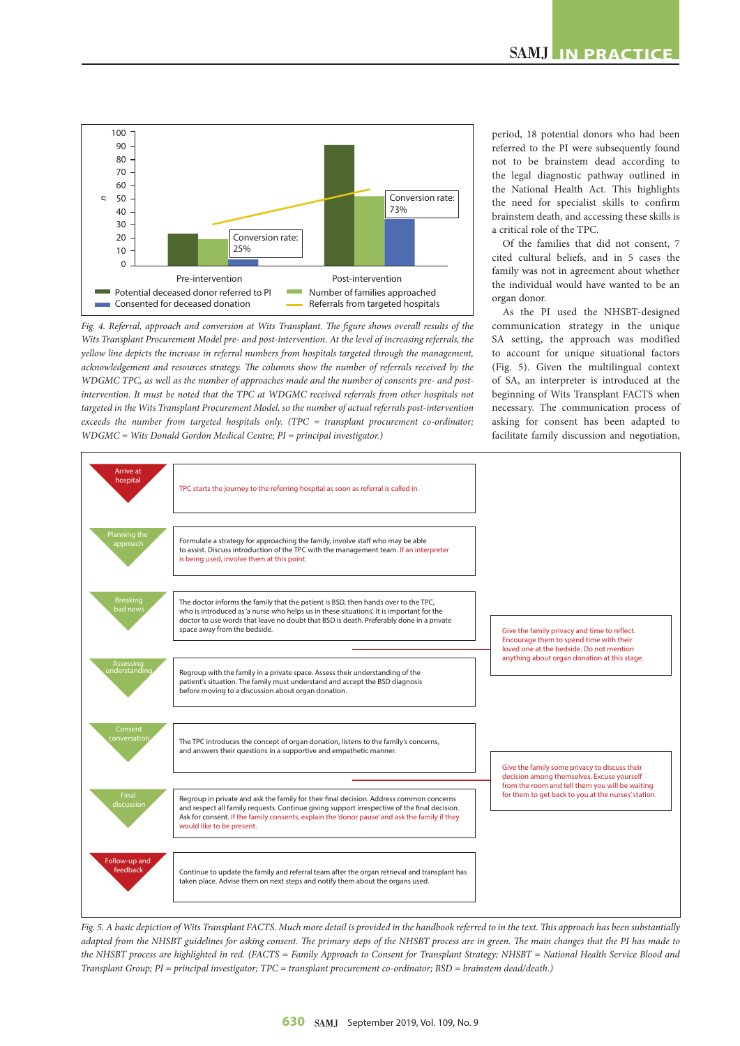100
90
80
70
60
50
40
30
20
10
0

n

Conversion rate: 25%

Conversion rate: 73%

Pre-intervention

Post-intervention

Potential deceased donor referred to PI

Number of families approached

Consented for deceased donation

Referrals from targeted hospitals

*Fig. 4. Referral, approach and conversion at Wits Transplant. The figure shows overall results of the Wits Transplant Procurement Model pre- and post-intervention. At the level of increasing referrals, the yellow line depicts the increase in referral numbers from hospitals targeted through the management, acknowledgement and resources strategy. The columns show the number of referrals received by the WDGMC TPC, as well as the number of approaches made and the number of consents pre- and post-intervention. It must be noted that the TPC at WDGMC received referrals from other hospitals not targeted in the Wits Transplant Procurement Model, so the number of actual referrals post-intervention exceeds the number from targeted hospitals only. (TPC = transplant procurement co-ordinator; WDGMC = Wits Donald Gordon Medical Centre; PI = principal investigator.)*

period, 18 potential donors who had been referred to the PI were subsequently found not to be brainstem dead according to the legal diagnostic pathway outlined in the National Health Act. This highlights the need for specialist skills to confirm brainstem death, and accessing these skills is a critical role of the TPC.

Of the families that did not consent, 7 cited cultural beliefs, and in 5 cases the family was not in agreement about whether the individual would have wanted to be an organ donor.

As the PI used the NHSBT-designed communication strategy in the unique SA setting, the approach was modified to account for unique situational factors (Fig. 5). Given the multilingual context of SA, an interpreter is introduced at the beginning of Wits Transplant FACTS when necessary. The communication process of asking for consent has been adapted to facilitate family discussion and negotiation,

Arrive at hospital
TPC starts the journey to the referring hospital as soon as referral is called in.

Planning the approach
Formulate a strategy for approaching the family, involve staff who may be able to assist. Discuss introduction of the TPC with the management team. If an interpreter is being used, involve them at this point.

Breaking bad news
The doctor informs the family that the patient is BSD, then hands over to the TPC, who is introduced as 'a nurse who helps us in these situations'. It is important for the doctor to use words that leave no doubt that BSD is death. Preferably done in a private space away from the bedside.

Give the family privacy and time to reflect. Encourage them to spend time with their loved one at the bedside. Do not mention anything about organ donation at this stage.

Assessing understanding
Regroup with the family in a private space. Assess their understanding of the patient's situation. The family must understand and accept the BSD diagnosis before moving to a discussion about organ donation.

Consent conversation
The TPC introduces the concept of organ donation, listens to the family's concerns, and answers their questions in a supportive and empathetic manner.

Give the family some privacy to discuss their decision among themselves. Excuse yourself from the room and tell them you will be waiting for them to get back to you at the nurses' station.

Final discussion
Regroup in private and ask the family for their final decision. Address common concerns and respect all family requests. Continue giving support irrespective of the final decision. Ask for consent. If the family consents, explain the 'donor pause' and ask the family if they would like to be present.

Follow-up and feedback
Continue to update the family and referral team after the organ retrieval and transplant has taken place. Advise them on next steps and notify them about the organs used.

*Fig. 5. A basic depiction of Wits Transplant FACTS. Much more detail is provided in the handbook referred to in the text. This approach has been substantially adapted from the NHSBT guidelines for asking consent. The primary steps of the NHSBT process are in green. The main changes that the PI has made to the NHSBT process are highlighted in red. (FACTS = Family Approach to Consent for Transplant Strategy; NHSBT = National Health Service Blood and Transplant Group; PI = principal investigator; TPC = transplant procurement co-ordinator; BSD = brainstem dead/death.)*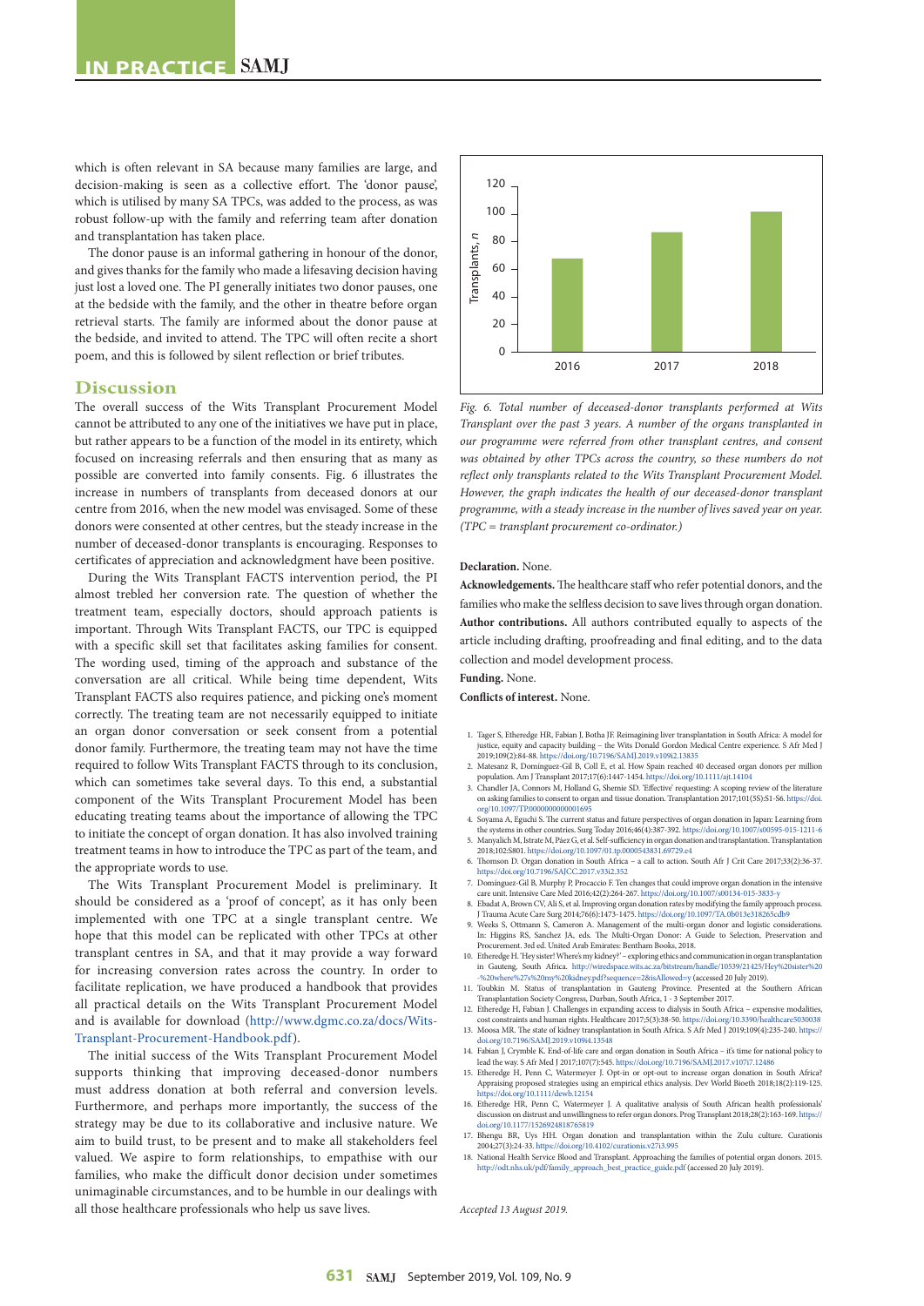which is often relevant in SA because many families are large, and decision-making is seen as a collective effort. The 'donor pause', which is utilised by many SA TPCs, was added to the process, as was robust follow-up with the family and referring team after donation and transplantation has taken place.

The donor pause is an informal gathering in honour of the donor, and gives thanks for the family who made a lifesaving decision having just lost a loved one. The PI generally initiates two donor pauses, one at the bedside with the family, and the other in theatre before organ retrieval starts. The family are informed about the donor pause at the bedside, and invited to attend. The TPC will often recite a short poem, and this is followed by silent reflection or brief tributes.

## Discussion

The overall success of the Wits Transplant Procurement Model cannot be attributed to any one of the initiatives we have put in place, but rather appears to be a function of the model in its entirety, which focused on increasing referrals and then ensuring that as many as possible are converted into family consents. Fig. 6 illustrates the increase in numbers of transplants from deceased donors at our centre from 2016, when the new model was envisaged. Some of these donors were consented at other centres, but the steady increase in the number of deceased-donor transplants is encouraging. Responses to certificates of appreciation and acknowledgment have been positive.

During the Wits Transplant FACTS intervention period, the PI almost trebled her conversion rate. The question of whether the treatment team, especially doctors, should approach patients is important. Through Wits Transplant FACTS, our TPC is equipped with a specific skill set that facilitates asking families for consent. The wording used, timing of the approach and substance of the conversation are all critical. While being time dependent, Wits Transplant FACTS also requires patience, and picking one's moment correctly. The treating team are not necessarily equipped to initiate an organ donor conversation or seek consent from a potential donor family. Furthermore, the treating team may not have the time required to follow Wits Transplant FACTS through to its conclusion, which can sometimes take several days. To this end, a substantial component of the Wits Transplant Procurement Model has been educating treating teams about the importance of allowing the TPC to initiate the concept of organ donation. It has also involved training treatment teams in how to introduce the TPC as part of the team, and the appropriate words to use.

The Wits Transplant Procurement Model is preliminary. It should be considered as a 'proof of concept', as it has only been implemented with one TPC at a single transplant centre. We hope that this model can be replicated with other TPCs at other transplant centres in SA, and that it may provide a way forward for increasing conversion rates across the country. In order to facilitate replication, we have produced a handbook that provides all practical details on the Wits Transplant Procurement Model and is available for download (http://www.dgmc.co.za/docs/Wits-Transplant-Procurement-Handbook.pdf).

The initial success of the Wits Transplant Procurement Model supports thinking that improving deceased-donor numbers must address donation at both referral and conversion levels. Furthermore, and perhaps more importantly, the success of the strategy may be due to its collaborative and inclusive nature. We aim to build trust, to be present and to make all stakeholders feel valued. We aspire to form relationships, to empathise with our families, who make the difficult donor decision under sometimes unimaginable circumstances, and to be humble in our dealings with all those healthcare professionals who help us save lives.

Transplants, n
120
100
80
60
40
20
0
2016
2017
2018

*Fig. 6. Total number of deceased-donor transplants performed at Wits Transplant over the past 3 years. A number of the organs transplanted in our programme were referred from other transplant centres, and consent was obtained by other TPCs across the country, so these numbers do not reflect only transplants related to the Wits Transplant Procurement Model. However, the graph indicates the health of our deceased-donor transplant programme, with a steady increase in the number of lives saved year on year. (TPC = transplant procurement co-ordinator.)*

**Declaration.** None.

**Acknowledgements.** The healthcare staff who refer potential donors, and the families who make the selfless decision to save lives through organ donation.

**Author contributions.** All authors contributed equally to aspects of the article including drafting, proofreading and final editing, and to the data collection and model development process.

**Funding.** None.

**Conflicts of interest.** None.

1. Tager S, Etheredge HR, Fabian J, Botha JF. Reimagining liver transplantation in South Africa: A model for justice, equity and capacity building – the Wits Donald Gordon Medical Centre experience. S Afr Med J 2019;109(2):84-88. https://doi.org/10.7196/SAMJ.2019.v109i2.13835
2. Matesanz R, Domínguez-Gil B, Coll E, et al. How Spain reached 40 deceased organ donors per million population. Am J Transplant 2017;17(6):1447-1454. https://doi.org/10.1111/ajt.14104
3. Chandler JA, Connors M, Holland G, Shemie SD. 'Effective' requesting: A scoping review of the literature on asking families to consent to organ and tissue donation. Transplantation 2017;101(5S):S1-S6. https://doi.org/10.1097/TP.0000000000001695
4. Soyama A, Eguchi S. The current status and future perspectives of organ donation in Japan: Learning from the systems in other countries. Surg Today 2016;46(4):387-392. https://doi.org/10.1007/s00595-015-1211-6
5. Manyalich M, Istrate M, Páez G, et al. Self-sufficiency in organ donation and transplantation. Transplantation 2018;102:S801. https://doi.org/10.1097/01.tp.0000543831.69729.e4
6. Thomson D. Organ donation in South Africa – a call to action. South Afr J Crit Care 2017;33(2):36-37. https://doi.org/10.7196/SAJCC.2017.v33i2.352
7. Domínguez-Gil B, Murphy P, Procaccio F. Ten changes that could improve organ donation in the intensive care unit. Intensive Care Med 2016;42(2):264-267. https://doi.org/10.1007/s00134-015-3833-y
8. Ebadat A, Brown CV, Ali S, et al. Improving organ donation rates by modifying the family approach process. J Trauma Acute Care Surg 2014;76(6):1473-1475. https://doi.org/10.1097/TA.0b013e318265cdb9
9. Weeks S, Ottmann S, Cameron A. Management of the multi-organ donor and logistic considerations. In: Higgins RS, Sanchez JA, eds. The Multi-Organ Donor: A Guide to Selection, Preservation and Procurement. 3rd ed. United Arab Emirates: Bentham Books, 2018.
10. Etheredge H. 'Hey sister! Where's my kidney?' – exploring ethics and communication in organ transplantation in Gauteng, South Africa. http://wiredspace.wits.ac.za/bitstream/handle/10539/21425/Hey%20sister%20-%20where%27s%20my%20kidney.pdf?sequence=2&isAllowed=y (accessed 20 July 2019).
11. Toubkin M. Status of transplantation in Gauteng Province. Presented at the Southern African Transplantation Society Congress, Durban, South Africa, 1 - 3 September 2017.
12. Etheredge H, Fabian J. Challenges in expanding access to dialysis in South Africa – expensive modalities, cost constraints and human rights. Healthcare 2017;5(3):38-50. https://doi.org/10.3390/healthcare5030038
13. Moosa MR. The state of kidney transplantation in South Africa. S Afr Med J 2019;109(4):235-240. https://doi.org/10.7196/SAMJ.2019.v109i4.13548
14. Fabian J, Crymble K. End-of-life care and organ donation in South Africa – it's time for national policy to lead the way. S Afr Med J 2017;107(7):545. https://doi.org/10.7196/SAMJ.2017.v107i7.12486
15. Etheredge H, Penn C, Watermeyer J. Opt-in or opt-out to increase organ donation in South Africa? Appraising proposed strategies using an empirical ethics analysis. Dev World Bioeth 2018;18(2):119-125. https://doi.org/10.1111/dewb.12154
16. Etheredge HR, Penn C, Watermeyer J. A qualitative analysis of South African health professionals' discussion on distrust and unwillingness to refer organ donors. Prog Transplant 2018;28(2):163-169. https://doi.org/10.1177/1526924818765819
17. Bhengu BR, Uys HH. Organ donation and transplantation within the Zulu culture. Curationis 2004;27(3):24-33. https://doi.org/10.4102/curationis.v27i3.995
18. National Health Service Blood and Transplant. Approaching the families of potential organ donors. 2015. http://odt.nhs.uk/pdf/family_approach_best_practice_guide.pdf (accessed 20 July 2019).

*Accepted 13 August 2019.*